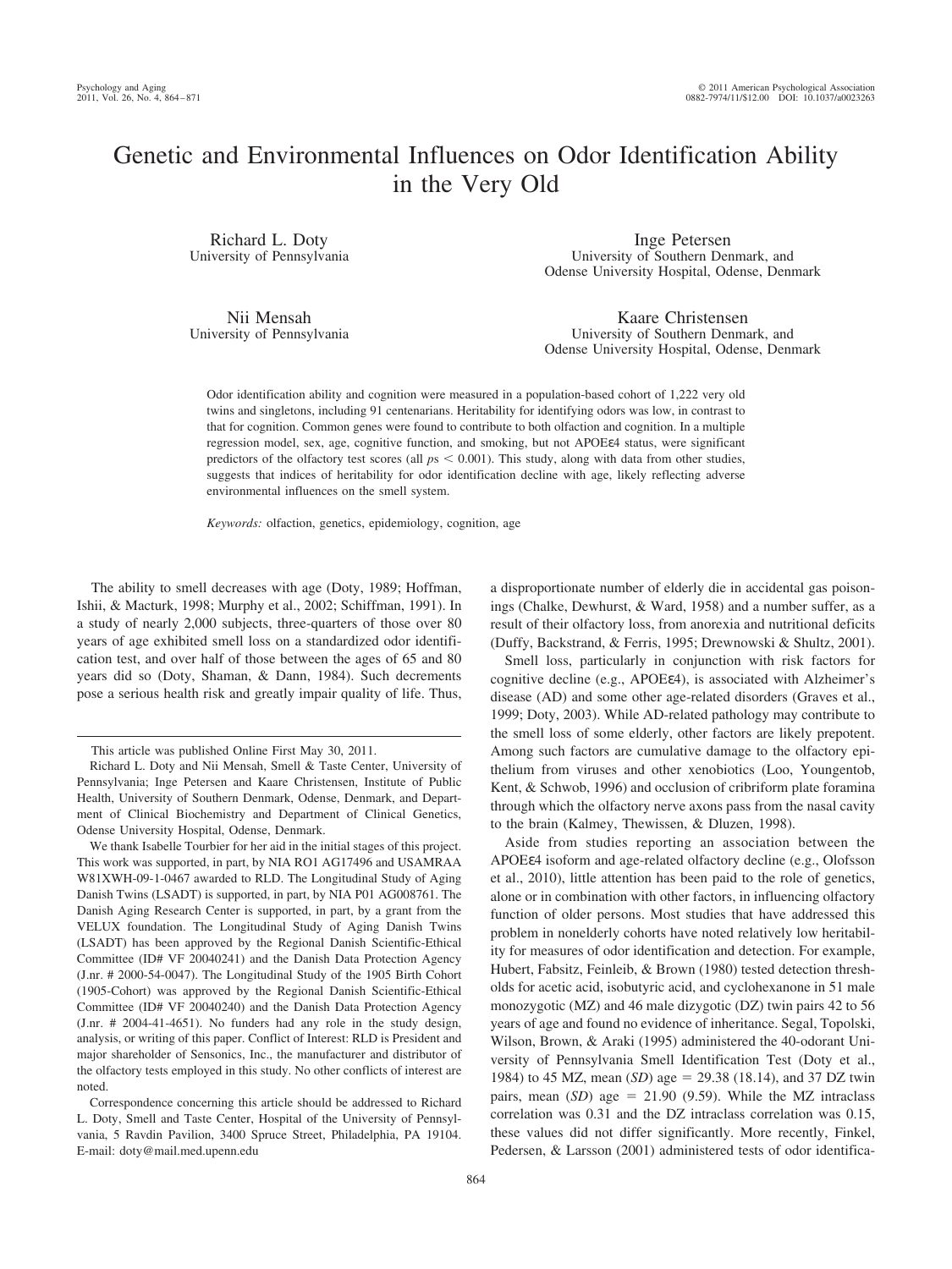# Genetic and Environmental Influences on Odor Identification Ability in the Very Old

Richard L. Doty
University of Pennsylvania

Inge Petersen
University of Southern Denmark, and Odense University Hospital, Odense, Denmark

Nii Mensah
University of Pennsylvania

Kaare Christensen
University of Southern Denmark, and Odense University Hospital, Odense, Denmark

Odor identification ability and cognition were measured in a population-based cohort of 1,222 very old twins and singletons, including 91 centenarians. Heritability for identifying odors was low, in contrast to that for cognition. Common genes were found to contribute to both olfaction and cognition. In a multiple regression model, sex, age, cognitive function, and smoking, but not APOEε4 status, were significant predictors of the olfactory test scores (all $ps < 0.001$). This study, along with data from other studies, suggests that indices of heritability for odor identification decline with age, likely reflecting adverse environmental influences on the smell system.

*Keywords:* olfaction, genetics, epidemiology, cognition, age

The ability to smell decreases with age (Doty, 1989; Hoffman, Ishii, & Macturk, 1998; Murphy et al., 2002; Schiffman, 1991). In a study of nearly 2,000 subjects, three-quarters of those over 80 years of age exhibited smell loss on a standardized odor identification test, and over half of those between the ages of 65 and 80 years did so (Doty, Shaman, & Dann, 1984). Such decrements pose a serious health risk and greatly impair quality of life. Thus, a disproportionate number of elderly die in accidental gas poisonings (Chalke, Dewhurst, & Ward, 1958) and a number suffer, as a result of their olfactory loss, from anorexia and nutritional deficits (Duffy, Backstrand, & Ferris, 1995; Drewnowski & Shultz, 2001).

Smell loss, particularly in conjunction with risk factors for cognitive decline (e.g., APOEε4), is associated with Alzheimer's disease (AD) and some other age-related disorders (Graves et al., 1999; Doty, 2003). While AD-related pathology may contribute to the smell loss of some elderly, other factors are likely prepotent. Among such factors are cumulative damage to the olfactory epithelium from viruses and other xenobiotics (Loo, Youngentob, Kent, & Schwob, 1996) and occlusion of cribriform plate foramina through which the olfactory nerve axons pass from the nasal cavity to the brain (Kalmey, Thewissen, & Dluzen, 1998).

Aside from studies reporting an association between the APOEε4 isoform and age-related olfactory decline (e.g., Olofsson et al., 2010), little attention has been paid to the role of genetics, alone or in combination with other factors, in influencing olfactory function of older persons. Most studies that have addressed this problem in nonelderly cohorts have noted relatively low heritability for measures of odor identification and detection. For example, Hubert, Fabsitz, Feinleib, & Brown (1980) tested detection thresholds for acetic acid, isobutyric acid, and cyclohexanone in 51 male monozygotic (MZ) and 46 male dizygotic (DZ) twin pairs 42 to 56 years of age and found no evidence of inheritance. Segal, Topolski, Wilson, Brown, & Araki (1995) administered the 40-odorant University of Pennsylvania Smell Identification Test (Doty et al., 1984) to 45 MZ, mean (*SD*) age = 29.38 (18.14), and 37 DZ twin pairs, mean (*SD*) age = 21.90 (9.59). While the MZ intraclass correlation was 0.31 and the DZ intraclass correlation was 0.15, these values did not differ significantly. More recently, Finkel, Pedersen, & Larsson (2001) administered tests of odor identifica-

---

This article was published Online First May 30, 2011.

Richard L. Doty and Nii Mensah, Smell & Taste Center, University of Pennsylvania; Inge Petersen and Kaare Christensen, Institute of Public Health, University of Southern Denmark, Odense, Denmark, and Department of Clinical Biochemistry and Department of Clinical Genetics, Odense University Hospital, Odense, Denmark.

We thank Isabelle Tourbier for her aid in the initial stages of this project. This work was supported, in part, by NIA RO1 AG17496 and USAMRAA W81XWH-09-1-0467 awarded to RLD. The Longitudinal Study of Aging Danish Twins (LSADT) is supported, in part, by NIA P01 AG008761. The Danish Aging Research Center is supported, in part, by a grant from the VELUX foundation. The Longitudinal Study of Aging Danish Twins (LSADT) has been approved by the Regional Danish Scientific-Ethical Committee (ID# VF 20040241) and the Danish Data Protection Agency (J.nr. # 2000-54-0047). The Longitudinal Study of the 1905 Birth Cohort (1905-Cohort) was approved by the Regional Danish Scientific-Ethical Committee (ID# VF 20040240) and the Danish Data Protection Agency (J.nr. # 2004-41-4651). No funders had any role in the study design, analysis, or writing of this paper. Conflict of Interest: RLD is President and major shareholder of Sensonics, Inc., the manufacturer and distributor of the olfactory tests employed in this study. No other conflicts of interest are noted.

Correspondence concerning this article should be addressed to Richard L. Doty, Smell and Taste Center, Hospital of the University of Pennsylvania, 5 Ravdin Pavilion, 3400 Spruce Street, Philadelphia, PA 19104. E-mail: doty@mail.med.upenn.edu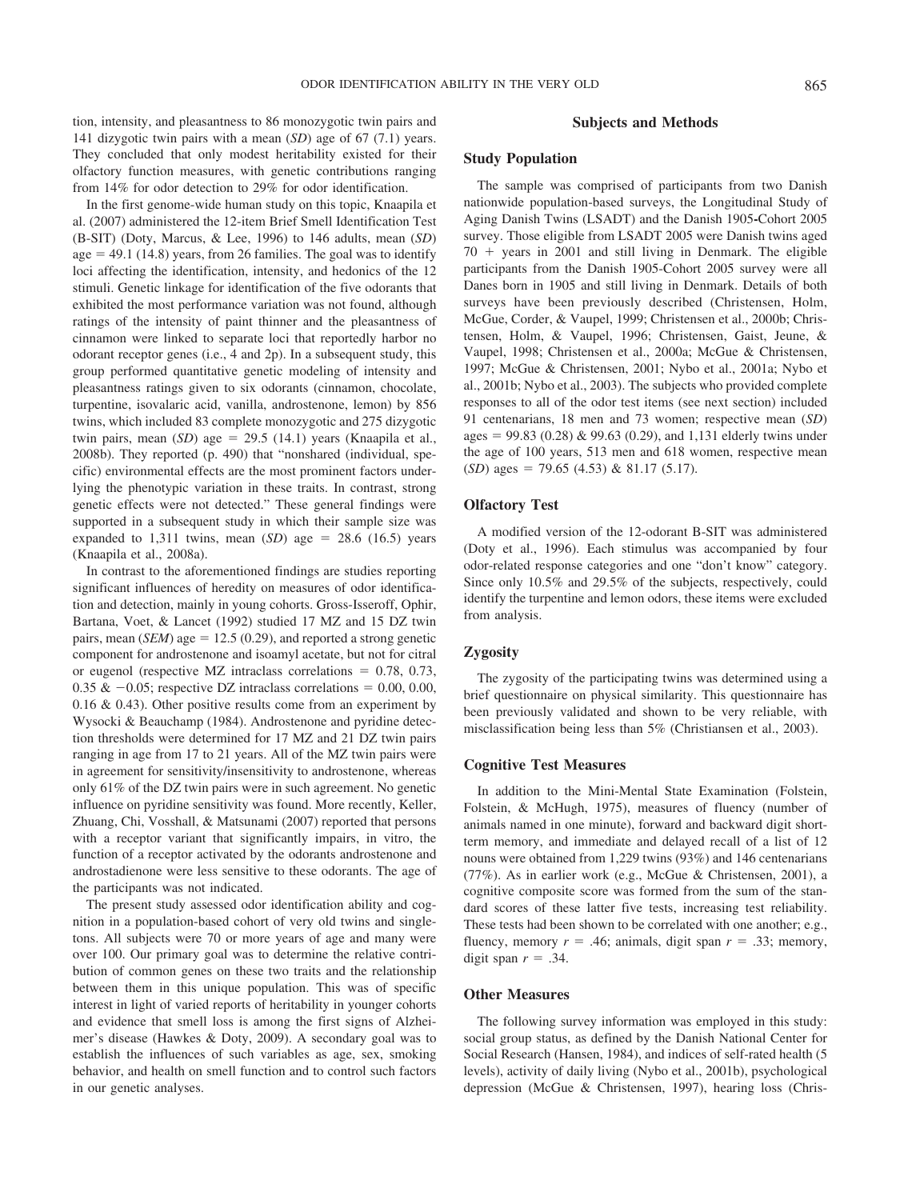tion, intensity, and pleasantness to 86 monozygotic twin pairs and 141 dizygotic twin pairs with a mean (*SD*) age of 67 (7.1) years. They concluded that only modest heritability existed for their olfactory function measures, with genetic contributions ranging from 14% for odor detection to 29% for odor identification.

In the first genome-wide human study on this topic, Knaapila et al. (2007) administered the 12-item Brief Smell Identification Test (B-SIT) (Doty, Marcus, & Lee, 1996) to 146 adults, mean (*SD*) age = 49.1 (14.8) years, from 26 families. The goal was to identify loci affecting the identification, intensity, and hedonics of the 12 stimuli. Genetic linkage for identification of the five odorants that exhibited the most performance variation was not found, although ratings of the intensity of paint thinner and the pleasantness of cinnamon were linked to separate loci that reportedly harbor no odorant receptor genes (i.e., 4 and 2p). In a subsequent study, this group performed quantitative genetic modeling of intensity and pleasantness ratings given to six odorants (cinnamon, chocolate, turpentine, isovalaric acid, vanilla, androstenone, lemon) by 856 twins, which included 83 complete monozygotic and 275 dizygotic twin pairs, mean (*SD*) age = 29.5 (14.1) years (Knaapila et al., 2008b). They reported (p. 490) that "nonshared (individual, specific) environmental effects are the most prominent factors underlying the phenotypic variation in these traits. In contrast, strong genetic effects were not detected." These general findings were supported in a subsequent study in which their sample size was expanded to 1,311 twins, mean (*SD*) age = 28.6 (16.5) years (Knaapila et al., 2008a).

In contrast to the aforementioned findings are studies reporting significant influences of heredity on measures of odor identification and detection, mainly in young cohorts. Gross-Isseroff, Ophir, Bartana, Voet, & Lancet (1992) studied 17 MZ and 15 DZ twin pairs, mean (*SEM*) age = 12.5 (0.29), and reported a strong genetic component for androstenone and isoamyl acetate, but not for citral or eugenol (respective MZ intraclass correlations = 0.78, 0.73, 0.35 & −0.05; respective DZ intraclass correlations = 0.00, 0.00, 0.16 & 0.43). Other positive results come from an experiment by Wysocki & Beauchamp (1984). Androstenone and pyridine detection thresholds were determined for 17 MZ and 21 DZ twin pairs ranging in age from 17 to 21 years. All of the MZ twin pairs were in agreement for sensitivity/insensitivity to androstenone, whereas only 61% of the DZ twin pairs were in such agreement. No genetic influence on pyridine sensitivity was found. More recently, Keller, Zhuang, Chi, Vosshall, & Matsunami (2007) reported that persons with a receptor variant that significantly impairs, in vitro, the function of a receptor activated by the odorants androstenone and androstadienone were less sensitive to these odorants. The age of the participants was not indicated.

The present study assessed odor identification ability and cognition in a population-based cohort of very old twins and singletons. All subjects were 70 or more years of age and many were over 100. Our primary goal was to determine the relative contribution of common genes on these two traits and the relationship between them in this unique population. This was of specific interest in light of varied reports of heritability in younger cohorts and evidence that smell loss is among the first signs of Alzheimer's disease (Hawkes & Doty, 2009). A secondary goal was to establish the influences of such variables as age, sex, smoking behavior, and health on smell function and to control such factors in our genetic analyses.

## Subjects and Methods

### Study Population

The sample was comprised of participants from two Danish nationwide population-based surveys, the Longitudinal Study of Aging Danish Twins (LSADT) and the Danish 1905-Cohort 2005 survey. Those eligible from LSADT 2005 were Danish twins aged 70 + years in 2001 and still living in Denmark. The eligible participants from the Danish 1905-Cohort 2005 survey were all Danes born in 1905 and still living in Denmark. Details of both surveys have been previously described (Christensen, Holm, McGue, Corder, & Vaupel, 1999; Christensen et al., 2000b; Christensen, Holm, & Vaupel, 1996; Christensen, Gaist, Jeune, & Vaupel, 1998; Christensen et al., 2000a; McGue & Christensen, 1997; McGue & Christensen, 2001; Nybo et al., 2001a; Nybo et al., 2001b; Nybo et al., 2003). The subjects who provided complete responses to all of the odor test items (see next section) included 91 centenarians, 18 men and 73 women; respective mean (*SD*) ages = 99.83 (0.28) & 99.63 (0.29), and 1,131 elderly twins under the age of 100 years, 513 men and 618 women, respective mean (*SD*) ages = 79.65 (4.53) & 81.17 (5.17).

### Olfactory Test

A modified version of the 12-odorant B-SIT was administered (Doty et al., 1996). Each stimulus was accompanied by four odor-related response categories and one "don't know" category. Since only 10.5% and 29.5% of the subjects, respectively, could identify the turpentine and lemon odors, these items were excluded from analysis.

### Zygosity

The zygosity of the participating twins was determined using a brief questionnaire on physical similarity. This questionnaire has been previously validated and shown to be very reliable, with misclassification being less than 5% (Christiansen et al., 2003).

### Cognitive Test Measures

In addition to the Mini-Mental State Examination (Folstein, Folstein, & McHugh, 1975), measures of fluency (number of animals named in one minute), forward and backward digit short-term memory, and immediate and delayed recall of a list of 12 nouns were obtained from 1,229 twins (93%) and 146 centenarians (77%). As in earlier work (e.g., McGue & Christensen, 2001), a cognitive composite score was formed from the sum of the standard scores of these latter five tests, increasing test reliability. These tests had been shown to be correlated with one another; e.g., fluency, memory $r = .46$; animals, digit span $r = .33$; memory, digit span $r = .34$.

### Other Measures

The following survey information was employed in this study: social group status, as defined by the Danish National Center for Social Research (Hansen, 1984), and indices of self-rated health (5 levels), activity of daily living (Nybo et al., 2001b), psychological depression (McGue & Christensen, 1997), hearing loss (Chris-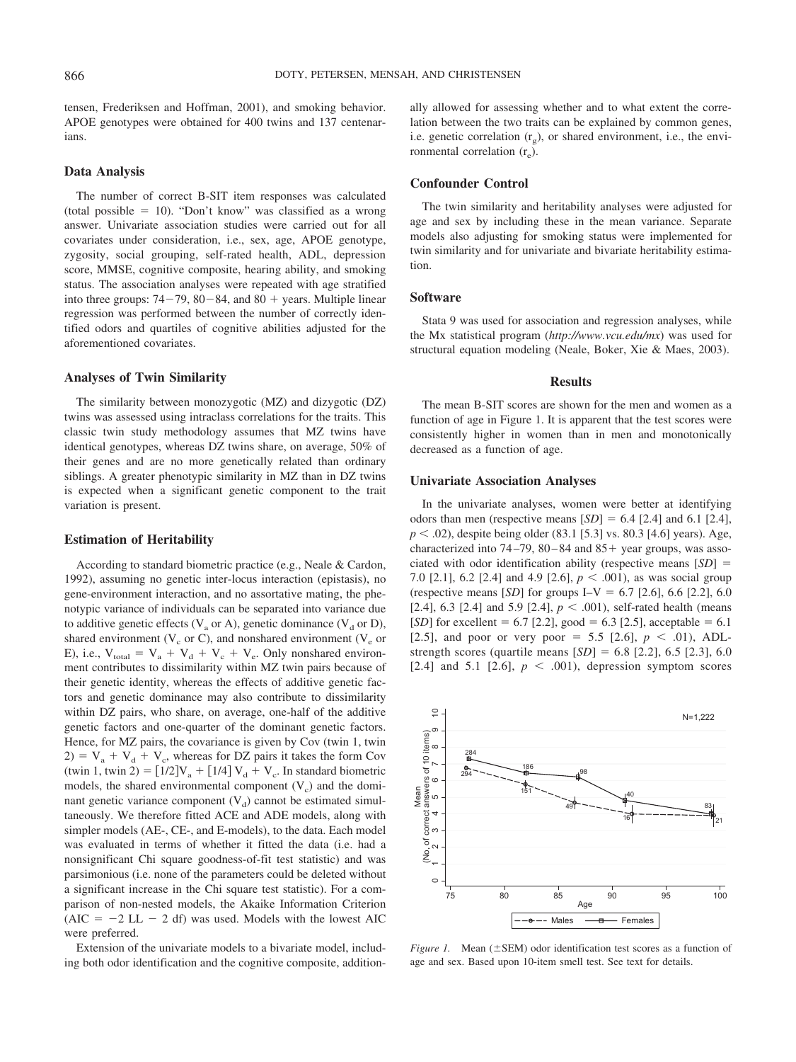tensen, Frederiksen and Hoffman, 2001), and smoking behavior. APOE genotypes were obtained for 400 twins and 137 centenarians.

### Data Analysis

The number of correct B-SIT item responses was calculated (total possible = 10). "Don't know" was classified as a wrong answer. Univariate association studies were carried out for all covariates under consideration, i.e., sex, age, APOE genotype, zygosity, social grouping, self-rated health, ADL, depression score, MMSE, cognitive composite, hearing ability, and smoking status. The association analyses were repeated with age stratified into three groups: 74−79, 80−84, and 80 + years. Multiple linear regression was performed between the number of correctly identified odors and quartiles of cognitive abilities adjusted for the aforementioned covariates.

### Analyses of Twin Similarity

The similarity between monozygotic (MZ) and dizygotic (DZ) twins was assessed using intraclass correlations for the traits. This classic twin study methodology assumes that MZ twins have identical genotypes, whereas DZ twins share, on average, 50% of their genes and are no more genetically related than ordinary siblings. A greater phenotypic similarity in MZ than in DZ twins is expected when a significant genetic component to the trait variation is present.

### Estimation of Heritability

According to standard biometric practice (e.g., Neale & Cardon, 1992), assuming no genetic inter-locus interaction (epistasis), no gene-environment interaction, and no assortative mating, the phenotypic variance of individuals can be separated into variance due to additive genetic effects ($V_a$ or A), genetic dominance ($V_d$ or D), shared environment ($V_c$ or C), and nonshared environment ($V_e$ or E), i.e., $V_{total} = V_a + V_d + V_c + V_e$. Only nonshared environment contributes to dissimilarity within MZ twin pairs because of their genetic identity, whereas the effects of additive genetic factors and genetic dominance may also contribute to dissimilarity within DZ pairs, who share, on average, one-half of the additive genetic factors and one-quarter of the dominant genetic factors. Hence, for MZ pairs, the covariance is given by Cov (twin 1, twin 2) $= V_a + V_d + V_c$, whereas for DZ pairs it takes the form Cov (twin 1, twin 2) $= [1/2]V_a + [1/4]\, V_d + V_c$. In standard biometric models, the shared environmental component ($V_c$) and the dominant genetic variance component ($V_d$) cannot be estimated simultaneously. We therefore fitted ACE and ADE models, along with simpler models (AE-, CE-, and E-models), to the data. Each model was evaluated in terms of whether it fitted the data (i.e. had a nonsignificant Chi square goodness-of-fit test statistic) and was parsimonious (i.e. none of the parameters could be deleted without a significant increase in the Chi square test statistic). For a comparison of non-nested models, the Akaike Information Criterion (AIC = −2 LL − 2 df) was used. Models with the lowest AIC were preferred.

Extension of the univariate models to a bivariate model, including both odor identification and the cognitive composite, additionally allowed for assessing whether and to what extent the correlation between the two traits can be explained by common genes, i.e. genetic correlation ($r_g$), or shared environment, i.e., the environmental correlation ($r_e$).

### Confounder Control

The twin similarity and heritability analyses were adjusted for age and sex by including these in the mean variance. Separate models also adjusting for smoking status were implemented for twin similarity and for univariate and bivariate heritability estimation.

### Software

Stata 9 was used for association and regression analyses, while the Mx statistical program (*http://www.vcu.edu/mx*) was used for structural equation modeling (Neale, Boker, Xie & Maes, 2003).

## Results

The mean B-SIT scores are shown for the men and women as a function of age in Figure 1. It is apparent that the test scores were consistently higher in women than in men and monotonically decreased as a function of age.

### Univariate Association Analyses

In the univariate analyses, women were better at identifying odors than men (respective means [*SD*] = 6.4 [2.4] and 6.1 [2.4], $p < .02$), despite being older (83.1 [5.3] vs. 80.3 [4.6] years). Age, characterized into 74–79, 80–84 and 85+ year groups, was associated with odor identification ability (respective means [*SD*] = 7.0 [2.1], 6.2 [2.4] and 4.9 [2.6], $p < .001$), as was social group (respective means [*SD*] for groups I–V = 6.7 [2.6], 6.6 [2.2], 6.0 [2.4], 6.3 [2.4] and 5.9 [2.4], $p < .001$), self-rated health (means [*SD*] for excellent = 6.7 [2.2], good = 6.3 [2.5], acceptable = 6.1 [2.5], and poor or very poor = 5.5 [2.6], $p < .01$), ADL-strength scores (quartile means [*SD*] = 6.8 [2.2], 6.5 [2.3], 6.0 [2.4] and 5.1 [2.6], $p < .001$), depression symptom scores

*Figure 1.* Mean (±SEM) odor identification test scores as a function of age and sex. Based upon 10-item smell test. See text for details.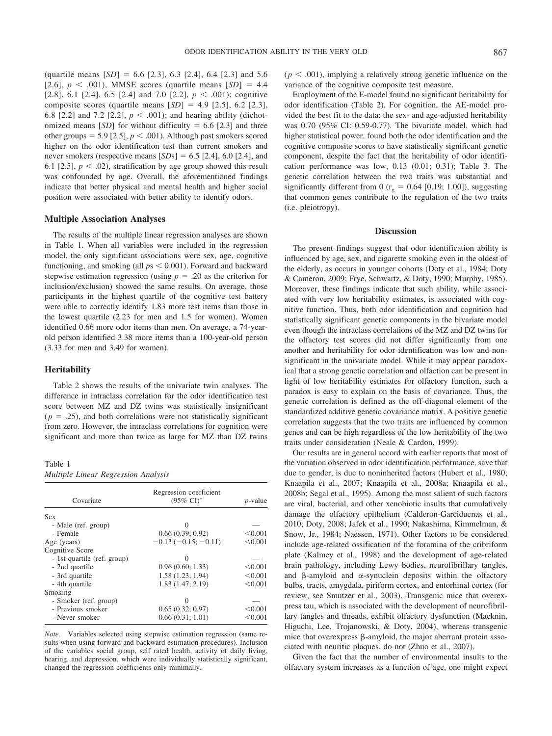(quartile means [*SD*] = 6.6 [2.3], 6.3 [2.4], 6.4 [2.3] and 5.6 [2.6], $p < .001$), MMSE scores (quartile means [*SD*] = 4.4 [2.8], 6.1 [2.4], 6.5 [2.4] and 7.0 [2.2], $p < .001$); cognitive composite scores (quartile means [*SD*] = 4.9 [2.5], 6.2 [2.3], 6.8 [2.2] and 7.2 [2.2], $p < .001$); and hearing ability (dichotomized means [*SD*] for without difficulty = 6.6 [2.3] and three other groups = 5.9 [2.5], $p < .001$). Although past smokers scored higher on the odor identification test than current smokers and never smokers (respective means [*SD*s] = 6.5 [2.4], 6.0 [2.4], and 6.1 [2.5], $p < .02$), stratification by age group showed this result was confounded by age. Overall, the aforementioned findings indicate that better physical and mental health and higher social position were associated with better ability to identify odors.

### Multiple Association Analyses

The results of the multiple linear regression analyses are shown in Table 1. When all variables were included in the regression model, the only significant associations were sex, age, cognitive functioning, and smoking (all $ps < 0.001$). Forward and backward stepwise estimation regression (using $p = .20$ as the criterion for inclusion/exclusion) showed the same results. On average, those participants in the highest quartile of the cognitive test battery were able to correctly identify 1.83 more test items than those in the lowest quartile (2.23 for men and 1.5 for women). Women identified 0.66 more odor items than men. On average, a 74-year-old person identified 3.38 more items than a 100-year-old person (3.33 for men and 3.49 for women).

### Heritability

Table 2 shows the results of the univariate twin analyses. The difference in intraclass correlation for the odor identification test score between MZ and DZ twins was statistically insignificant ($p = .25$), and both correlations were not statistically significant from zero. However, the intraclass correlations for cognition were significant and more than twice as large for MZ than DZ twins ($p < .001$), implying a relatively strong genetic influence on the variance of the cognitive composite test measure.

Employment of the E-model found no significant heritability for odor identification (Table 2). For cognition, the AE-model provided the best fit to the data: the sex- and age-adjusted heritability was 0.70 (95% CI: 0.59-0.77). The bivariate model, which had higher statistical power, found both the odor identification and the cognitive composite scores to have statistically significant genetic component, despite the fact that the heritability of odor identification performance was low, 0.13 (0.01; 0.31); Table 3. The genetic correlation between the two traits was substantial and significantly different from 0 ($r_g = 0.64$ [0.19; 1.00]), suggesting that common genes contribute to the regulation of the two traits (i.e. pleiotropy).

Table 1
*Multiple Linear Regression Analysis*

| Covariate | Regression coefficient (95% CI)* | *p*-value |
|---|---|---|
| Sex | | |
| - Male (ref. group) | 0 | — |
| - Female | 0.66 (0.39; 0.92) | <0.001 |
| Age (years) | −0.13 (−0.15; −0.11) | <0.001 |
| Cognitive Score | | |
| - 1st quartile (ref. group) | 0 | — |
| - 2nd quartile | 0.96 (0.60; 1.33) | <0.001 |
| - 3rd quartile | 1.58 (1.23; 1.94) | <0.001 |
| - 4th quartile | 1.83 (1.47; 2.19) | <0.001 |
| Smoking | | |
| - Smoker (ref. group) | 0 | — |
| - Previous smoker | 0.65 (0.32; 0.97) | <0.001 |
| - Never smoker | 0.66 (0.31; 1.01) | <0.001 |

*Note.* Variables selected using stepwise estimation regression (same results when using forward and backward estimation procedures). Inclusion of the variables social group, self rated health, activity of daily living, hearing, and depression, which were individually statistically significant, changed the regression coefficients only minimally.

## Discussion

The present findings suggest that odor identification ability is influenced by age, sex, and cigarette smoking even in the oldest of the elderly, as occurs in younger cohorts (Doty et al., 1984; Doty & Cameron, 2009; Frye, Schwartz, & Doty, 1990; Murphy, 1985). Moreover, these findings indicate that such ability, while associated with very low heritability estimates, is associated with cognitive function. Thus, both odor identification and cognition had statistically significant genetic components in the bivariate model even though the intraclass correlations of the MZ and DZ twins for the olfactory test scores did not differ significantly from one another and heritability for odor identification was low and nonsignificant in the univariate model. While it may appear paradoxical that a strong genetic correlation and olfaction can be present in light of low heritability estimates for olfactory function, such a paradox is easy to explain on the basis of covariance. Thus, the genetic correlation is defined as the off-diagonal element of the standardized additive genetic covariance matrix. A positive genetic correlation suggests that the two traits are influenced by common genes and can be high regardless of the low heritability of the two traits under consideration (Neale & Cardon, 1999).

Our results are in general accord with earlier reports that most of the variation observed in odor identification performance, save that due to gender, is due to noninherited factors (Hubert et al., 1980; Knaapila et al., 2007; Knaapila et al., 2008a; Knaapila et al., 2008b; Segal et al., 1995). Among the most salient of such factors are viral, bacterial, and other xenobiotic insults that cumulatively damage the olfactory epithelium (Calderon-Garciduenas et al., 2010; Doty, 2008; Jafek et al., 1990; Nakashima, Kimmelman, & Snow, Jr., 1984; Naessen, 1971). Other factors to be considered include age-related ossification of the foramina of the cribriform plate (Kalmey et al., 1998) and the development of age-related brain pathology, including Lewy bodies, neurofibrillary tangles, and β-amyloid and α-synuclein deposits within the olfactory bulbs, tracts, amygdala, piriform cortex, and entorhinal cortex (for review, see Smutzer et al., 2003). Transgenic mice that overexpress tau, which is associated with the development of neurofibrillary tangles and threads, exhibit olfactory dysfunction (Macknin, Higuchi, Lee, Trojanowski, & Doty, 2004), whereas transgenic mice that overexpress β-amyloid, the major aberrant protein associated with neuritic plaques, do not (Zhuo et al., 2007).

Given the fact that the number of environmental insults to the olfactory system increases as a function of age, one might expect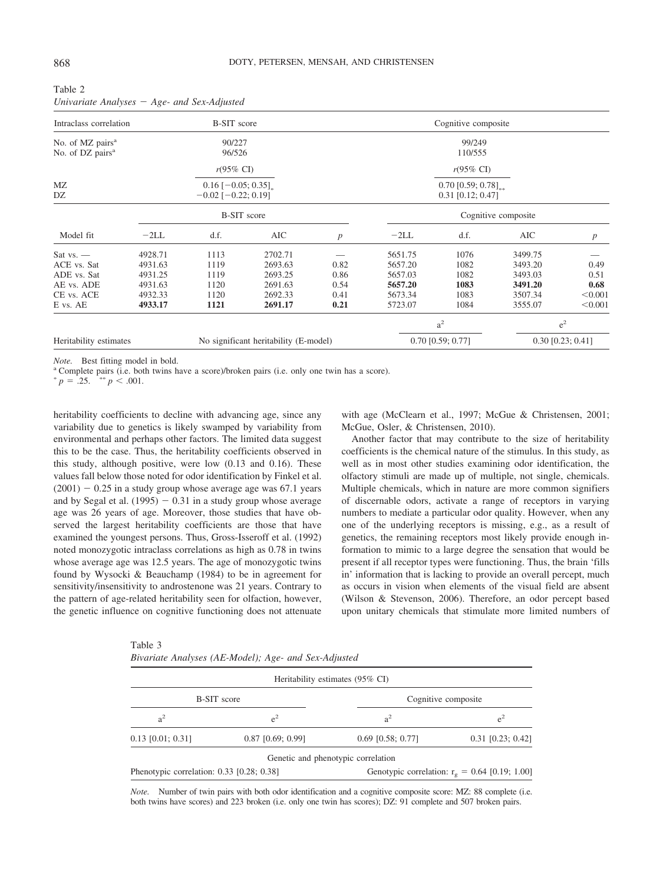Table 2
*Univariate Analyses − Age- and Sex-Adjusted*

| Intraclass correlation | B-SIT score | | | | Cognitive composite | | | |
|---|---|---|---|---|---|---|---|---|
| No. of MZ pairs[a] | 90/227 | | | | 99/249 | | | |
| No. of DZ pairs[a] | 96/526 | | | | 110/555 | | | |
| | $r$(95% CI) | | | | $r$(95% CI) | | | |
| MZ | 0.16 [−0.05; 0.35]* | | | | 0.70 [0.59; 0.78]** | | | |
| DZ | −0.02 [−0.22; 0.19] | | | | 0.31 [0.12; 0.47] | | | |
| | B-SIT score | | | | Cognitive composite | | | |
| Model fit | −2LL | d.f. | AIC | $p$ | −2LL | d.f. | AIC | $p$ |
| Sat vs. — | 4928.71 | 1113 | 2702.71 | — | 5651.75 | 1076 | 3499.75 | — |
| ACE vs. Sat | 4931.63 | 1119 | 2693.63 | 0.82 | 5657.20 | 1082 | 3493.20 | 0.49 |
| ADE vs. Sat | 4931.25 | 1119 | 2693.25 | 0.86 | 5657.03 | 1082 | 3493.03 | 0.51 |
| AE vs. ADE | 4931.63 | 1120 | 2691.63 | 0.54 | **5657.20** | **1083** | **3491.20** | **0.68** |
| CE vs. ACE | 4932.33 | 1120 | 2692.33 | 0.41 | 5673.34 | 1083 | 3507.34 | <0.001 |
| E vs. AE | **4933.17** | **1121** | **2691.17** | **0.21** | 5723.07 | 1084 | 3555.07 | <0.001 |
| | | | | | $a^2$ | | $e^2$ | |
| Heritability estimates | No significant heritability (E-model) | | | | 0.70 [0.59; 0.77] | | 0.30 [0.23; 0.41] | |

*Note.* Best fitting model in bold.
[a] Complete pairs (i.e. both twins have a score)/broken pairs (i.e. only one twin has a score).
* $p = .25$. ** $p < .001$.

heritability coefficients to decline with advancing age, since any variability due to genetics is likely swamped by variability from environmental and perhaps other factors. The limited data suggest this to be the case. Thus, the heritability coefficients observed in this study, although positive, were low (0.13 and 0.16). These values fall below those noted for odor identification by Finkel et al. (2001) − 0.25 in a study group whose average age was 67.1 years and by Segal et al. (1995) − 0.31 in a study group whose average age was 26 years of age. Moreover, those studies that have observed the largest heritability coefficients are those that have examined the youngest persons. Thus, Gross-Isseroff et al. (1992) noted monozygotic intraclass correlations as high as 0.78 in twins whose average age was 12.5 years. The age of monozygotic twins found by Wysocki & Beauchamp (1984) to be in agreement for sensitivity/insensitivity to androstenone was 21 years. Contrary to the pattern of age-related heritability seen for olfaction, however, the genetic influence on cognitive functioning does not attenuate with age (McClearn et al., 1997; McGue & Christensen, 2001; McGue, Osler, & Christensen, 2010).

Another factor that may contribute to the size of heritability coefficients is the chemical nature of the stimulus. In this study, as well as in most other studies examining odor identification, the olfactory stimuli are made up of multiple, not single, chemicals. Multiple chemicals, which in nature are more common signifiers of discernable odors, activate a range of receptors in varying numbers to mediate a particular odor quality. However, when any one of the underlying receptors is missing, e.g., as a result of genetics, the remaining receptors most likely provide enough information to mimic to a large degree the sensation that would be present if all receptor types were functioning. Thus, the brain 'fills in' information that is lacking to provide an overall percept, much as occurs in vision when elements of the visual field are absent (Wilson & Stevenson, 2006). Therefore, an odor percept based upon unitary chemicals that stimulate more limited numbers of

Table 3
*Bivariate Analyses (AE-Model); Age- and Sex-Adjusted*

| Heritability estimates (95% CI) | | | |
|---|---|---|---|
| B-SIT score | | Cognitive composite | |
| $a^2$ | $e^2$ | $a^2$ | $e^2$ |
| 0.13 [0.01; 0.31] | 0.87 [0.69; 0.99] | 0.69 [0.58; 0.77] | 0.31 [0.23; 0.42] |
| Genetic and phenotypic correlation | | | |
| Phenotypic correlation: 0.33 [0.28; 0.38] | | Genotypic correlation: $r_g$ = 0.64 [0.19; 1.00] | |

*Note.* Number of twin pairs with both odor identification and a cognitive composite score: MZ: 88 complete (i.e. both twins have scores) and 223 broken (i.e. only one twin has scores); DZ: 91 complete and 507 broken pairs.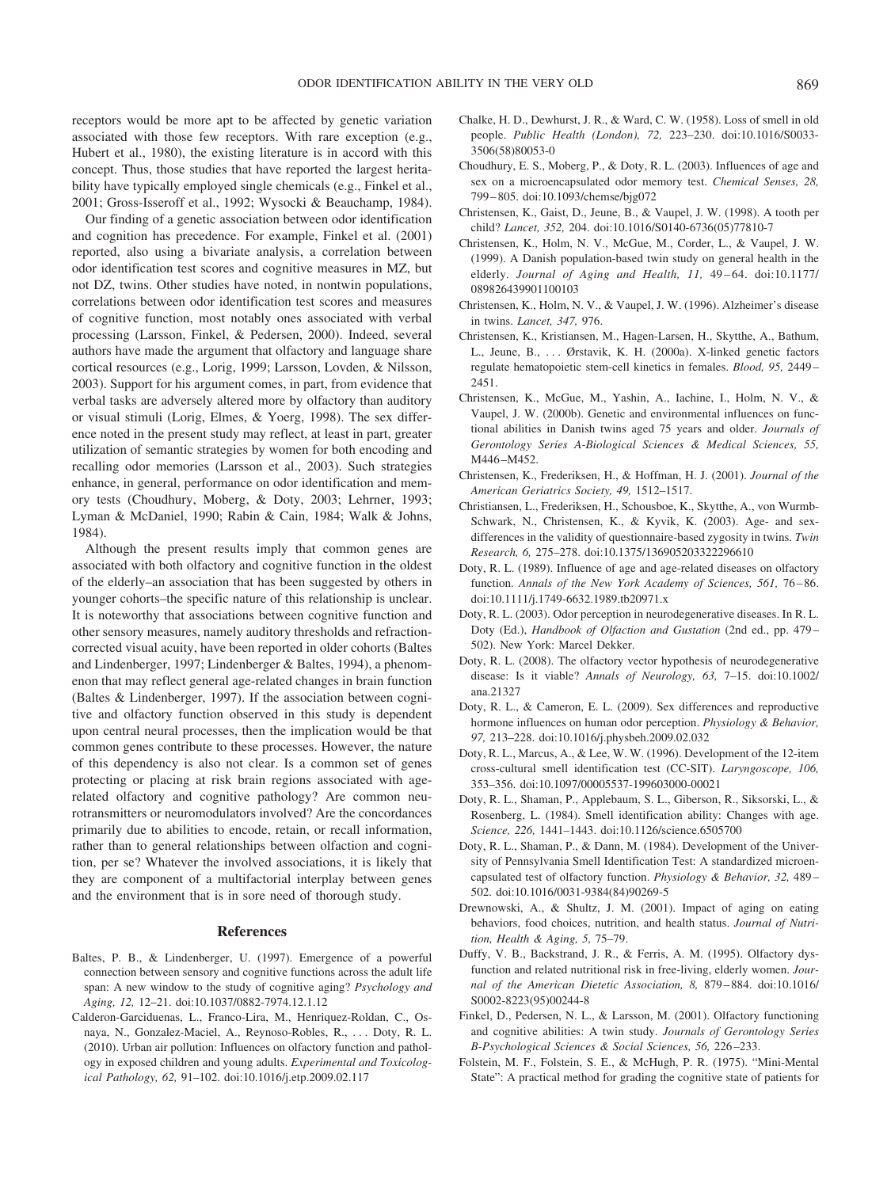receptors would be more apt to be affected by genetic variation associated with those few receptors. With rare exception (e.g., Hubert et al., 1980), the existing literature is in accord with this concept. Thus, those studies that have reported the largest heritability have typically employed single chemicals (e.g., Finkel et al., 2001; Gross-Isseroff et al., 1992; Wysocki & Beauchamp, 1984).

Our finding of a genetic association between odor identification and cognition has precedence. For example, Finkel et al. (2001) reported, also using a bivariate analysis, a correlation between odor identification test scores and cognitive measures in MZ, but not DZ, twins. Other studies have noted, in nontwin populations, correlations between odor identification test scores and measures of cognitive function, most notably ones associated with verbal processing (Larsson, Finkel, & Pedersen, 2000). Indeed, several authors have made the argument that olfactory and language share cortical resources (e.g., Lorig, 1999; Larsson, Lovden, & Nilsson, 2003). Support for his argument comes, in part, from evidence that verbal tasks are adversely altered more by olfactory than auditory or visual stimuli (Lorig, Elmes, & Yoerg, 1998). The sex difference noted in the present study may reflect, at least in part, greater utilization of semantic strategies by women for both encoding and recalling odor memories (Larsson et al., 2003). Such strategies enhance, in general, performance on odor identification and memory tests (Choudhury, Moberg, & Doty, 2003; Lehrner, 1993; Lyman & McDaniel, 1990; Rabin & Cain, 1984; Walk & Johns, 1984).

Although the present results imply that common genes are associated with both olfactory and cognitive function in the oldest of the elderly–an association that has been suggested by others in younger cohorts–the specific nature of this relationship is unclear. It is noteworthy that associations between cognitive function and other sensory measures, namely auditory thresholds and refraction-corrected visual acuity, have been reported in older cohorts (Baltes and Lindenberger, 1997; Lindenberger & Baltes, 1994), a phenomenon that may reflect general age-related changes in brain function (Baltes & Lindenberger, 1997). If the association between cognitive and olfactory function observed in this study is dependent upon central neural processes, then the implication would be that common genes contribute to these processes. However, the nature of this dependency is also not clear. Is a common set of genes protecting or placing at risk brain regions associated with age-related olfactory and cognitive pathology? Are common neurotransmitters or neuromodulators involved? Are the concordances primarily due to abilities to encode, retain, or recall information, rather than to general relationships between olfaction and cognition, per se? Whatever the involved associations, it is likely that they are component of a multifactorial interplay between genes and the environment that is in sore need of thorough study.

## References

Baltes, P. B., & Lindenberger, U. (1997). Emergence of a powerful connection between sensory and cognitive functions across the adult life span: A new window to the study of cognitive aging? *Psychology and Aging, 12,* 12–21. doi:10.1037/0882-7974.12.1.12

Calderon-Garciduenas, L., Franco-Lira, M., Henriquez-Roldan, C., Osnaya, N., Gonzalez-Maciel, A., Reynoso-Robles, R., . . . Doty, R. L. (2010). Urban air pollution: Influences on olfactory function and pathology in exposed children and young adults. *Experimental and Toxicological Pathology, 62,* 91–102. doi:10.1016/j.etp.2009.02.117

Chalke, H. D., Dewhurst, J. R., & Ward, C. W. (1958). Loss of smell in old people. *Public Health (London), 72,* 223–230. doi:10.1016/S0033-3506(58)80053-0

Choudhury, E. S., Moberg, P., & Doty, R. L. (2003). Influences of age and sex on a microencapsulated odor memory test. *Chemical Senses, 28,* 799–805. doi:10.1093/chemse/bjg072

Christensen, K., Gaist, D., Jeune, B., & Vaupel, J. W. (1998). A tooth per child? *Lancet, 352,* 204. doi:10.1016/S0140-6736(05)77810-7

Christensen, K., Holm, N. V., McGue, M., Corder, L., & Vaupel, J. W. (1999). A Danish population-based twin study on general health in the elderly. *Journal of Aging and Health, 11,* 49–64. doi:10.1177/089826439901100103

Christensen, K., Holm, N. V., & Vaupel, J. W. (1996). Alzheimer's disease in twins. *Lancet, 347,* 976.

Christensen, K., Kristiansen, M., Hagen-Larsen, H., Skytthe, A., Bathum, L., Jeune, B., . . . Ørstavik, K. H. (2000a). X-linked genetic factors regulate hematopoietic stem-cell kinetics in females. *Blood, 95,* 2449–2451.

Christensen, K., McGue, M., Yashin, A., Iachine, I., Holm, N. V., & Vaupel, J. W. (2000b). Genetic and environmental influences on functional abilities in Danish twins aged 75 years and older. *Journals of Gerontology Series A-Biological Sciences & Medical Sciences, 55,* M446–M452.

Christensen, K., Frederiksen, H., & Hoffman, H. J. (2001). *Journal of the American Geriatrics Society, 49,* 1512–1517.

Christiansen, L., Frederiksen, H., Schousboe, K., Skytthe, A., von Wurmb-Schwark, N., Christensen, K., & Kyvik, K. (2003). Age- and sex-differences in the validity of questionnaire-based zygosity in twins. *Twin Research, 6,* 275–278. doi:10.1375/136905203322296610

Doty, R. L. (1989). Influence of age and age-related diseases on olfactory function. *Annals of the New York Academy of Sciences, 561,* 76–86. doi:10.1111/j.1749-6632.1989.tb20971.x

Doty, R. L. (2003). Odor perception in neurodegenerative diseases. In R. L. Doty (Ed.), *Handbook of Olfaction and Gustation* (2nd ed., pp. 479–502). New York: Marcel Dekker.

Doty, R. L. (2008). The olfactory vector hypothesis of neurodegenerative disease: Is it viable? *Annals of Neurology, 63,* 7–15. doi:10.1002/ana.21327

Doty, R. L., & Cameron, E. L. (2009). Sex differences and reproductive hormone influences on human odor perception. *Physiology & Behavior, 97,* 213–228. doi:10.1016/j.physbeh.2009.02.032

Doty, R. L., Marcus, A., & Lee, W. W. (1996). Development of the 12-item cross-cultural smell identification test (CC-SIT). *Laryngoscope, 106,* 353–356. doi:10.1097/00005537-199603000-00021

Doty, R. L., Shaman, P., Applebaum, S. L., Giberson, R., Siksorski, L., & Rosenberg, L. (1984). Smell identification ability: Changes with age. *Science, 226,* 1441–1443. doi:10.1126/science.6505700

Doty, R. L., Shaman, P., & Dann, M. (1984). Development of the University of Pennsylvania Smell Identification Test: A standardized microencapsulated test of olfactory function. *Physiology & Behavior, 32,* 489–502. doi:10.1016/0031-9384(84)90269-5

Drewnowski, A., & Shultz, J. M. (2001). Impact of aging on eating behaviors, food choices, nutrition, and health status. *Journal of Nutrition, Health & Aging, 5,* 75–79.

Duffy, V. B., Backstrand, J. R., & Ferris, A. M. (1995). Olfactory dysfunction and related nutritional risk in free-living, elderly women. *Journal of the American Dietetic Association, 8,* 879–884. doi:10.1016/S0002-8223(95)00244-8

Finkel, D., Pedersen, N. L., & Larsson, M. (2001). Olfactory functioning and cognitive abilities: A twin study. *Journals of Gerontology Series B-Psychological Sciences & Social Sciences, 56,* 226–233.

Folstein, M. F., Folstein, S. E., & McHugh, P. R. (1975). "Mini-Mental State": A practical method for grading the cognitive state of patients for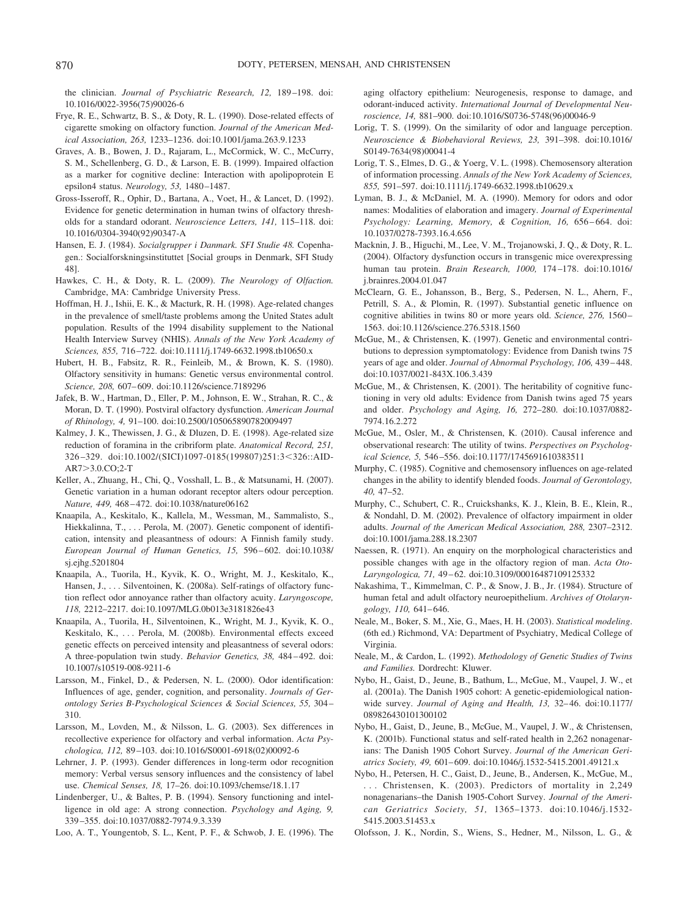the clinician. *Journal of Psychiatric Research, 12,* 189–198. doi: 10.1016/0022-3956(75)90026-6

Frye, R. E., Schwartz, B. S., & Doty, R. L. (1990). Dose-related effects of cigarette smoking on olfactory function. *Journal of the American Medical Association, 263,* 1233–1236. doi:10.1001/jama.263.9.1233

Graves, A. B., Bowen, J. D., Rajaram, L., McCormick, W. C., McCurry, S. M., Schellenberg, G. D., & Larson, E. B. (1999). Impaired olfaction as a marker for cognitive decline: Interaction with apolipoprotein E epsilon4 status. *Neurology, 53,* 1480–1487.

Gross-Isseroff, R., Ophir, D., Bartana, A., Voet, H., & Lancet, D. (1992). Evidence for genetic determination in human twins of olfactory thresholds for a standard odorant. *Neuroscience Letters, 141,* 115–118. doi: 10.1016/0304-3940(92)90347-A

Hansen, E. J. (1984). *Socialgrupper i Danmark. SFI Studie 48.* Copenhagen.: Socialforskningsinstituttet [Social groups in Denmark, SFI Study 48].

Hawkes, C. H., & Doty, R. L. (2009). *The Neurology of Olfaction.* Cambridge, MA: Cambridge University Press.

Hoffman, H. J., Ishii, E. K., & Macturk, R. H. (1998). Age-related changes in the prevalence of smell/taste problems among the United States adult population. Results of the 1994 disability supplement to the National Health Interview Survey (NHIS). *Annals of the New York Academy of Sciences, 855,* 716–722. doi:10.1111/j.1749-6632.1998.tb10650.x

Hubert, H. B., Fabsitz, R. R., Feinleib, M., & Brown, K. S. (1980). Olfactory sensitivity in humans: Genetic versus environmental control. *Science, 208,* 607–609. doi:10.1126/science.7189296

Jafek, B. W., Hartman, D., Eller, P. M., Johnson, E. W., Strahan, R. C., & Moran, D. T. (1990). Postviral olfactory dysfunction. *American Journal of Rhinology, 4,* 91–100. doi:10.2500/105065890782009497

Kalmey, J. K., Thewissen, J. G., & Dluzen, D. E. (1998). Age-related size reduction of foramina in the cribriform plate. *Anatomical Record, 251,* 326–329. doi:10.1002/(SICI)1097-0185(199807)251:3<326::AID-AR7>3.0.CO;2-T

Keller, A., Zhuang, H., Chi, Q., Vosshall, L. B., & Matsunami, H. (2007). Genetic variation in a human odorant receptor alters odour perception. *Nature, 449,* 468–472. doi:10.1038/nature06162

Knaapila, A., Keskitalo, K., Kallela, M., Wessman, M., Sammalisto, S., Hiekkalinna, T., . . . Perola, M. (2007). Genetic component of identification, intensity and pleasantness of odours: A Finnish family study. *European Journal of Human Genetics, 15,* 596–602. doi:10.1038/sj.ejhg.5201804

Knaapila, A., Tuorila, H., Kyvik, K. O., Wright, M. J., Keskitalo, K., Hansen, J., . . . Silventoinen, K. (2008a). Self-ratings of olfactory function reflect odor annoyance rather than olfactory acuity. *Laryngoscope, 118,* 2212–2217. doi:10.1097/MLG.0b013e3181826e43

Knaapila, A., Tuorila, H., Silventoinen, K., Wright, M. J., Kyvik, K. O., Keskitalo, K., . . . Perola, M. (2008b). Environmental effects exceed genetic effects on perceived intensity and pleasantness of several odors: A three-population twin study. *Behavior Genetics, 38,* 484–492. doi: 10.1007/s10519-008-9211-6

Larsson, M., Finkel, D., & Pedersen, N. L. (2000). Odor identification: Influences of age, gender, cognition, and personality. *Journals of Gerontology Series B-Psychological Sciences & Social Sciences, 55,* 304–310.

Larsson, M., Lovden, M., & Nilsson, L. G. (2003). Sex differences in recollective experience for olfactory and verbal information. *Acta Psychologica, 112,* 89–103. doi:10.1016/S0001-6918(02)00092-6

Lehrner, J. P. (1993). Gender differences in long-term odor recognition memory: Verbal versus sensory influences and the consistency of label use. *Chemical Senses, 18,* 17–26. doi:10.1093/chemse/18.1.17

Lindenberger, U., & Baltes, P. B. (1994). Sensory functioning and intelligence in old age: A strong connection. *Psychology and Aging, 9,* 339–355. doi:10.1037/0882-7974.9.3.339

Loo, A. T., Youngentob, S. L., Kent, P. F., & Schwob, J. E. (1996). The aging olfactory epithelium: Neurogenesis, response to damage, and odorant-induced activity. *International Journal of Developmental Neuroscience, 14,* 881–900. doi:10.1016/S0736-5748(96)00046-9

Lorig, T. S. (1999). On the similarity of odor and language perception. *Neuroscience & Biobehavioral Reviews, 23,* 391–398. doi:10.1016/S0149-7634(98)00041-4

Lorig, T. S., Elmes, D. G., & Yoerg, V. L. (1998). Chemosensory alteration of information processing. *Annals of the New York Academy of Sciences, 855,* 591–597. doi:10.1111/j.1749-6632.1998.tb10629.x

Lyman, B. J., & McDaniel, M. A. (1990). Memory for odors and odor names: Modalities of elaboration and imagery. *Journal of Experimental Psychology: Learning, Memory, & Cognition, 16,* 656–664. doi: 10.1037/0278-7393.16.4.656

Macknin, J. B., Higuchi, M., Lee, V. M., Trojanowski, J. Q., & Doty, R. L. (2004). Olfactory dysfunction occurs in transgenic mice overexpressing human tau protein. *Brain Research, 1000,* 174–178. doi:10.1016/j.brainres.2004.01.047

McClearn, G. E., Johansson, B., Berg, S., Pedersen, N. L., Ahern, F., Petrill, S. A., & Plomin, R. (1997). Substantial genetic influence on cognitive abilities in twins 80 or more years old. *Science, 276,* 1560–1563. doi:10.1126/science.276.5318.1560

McGue, M., & Christensen, K. (1997). Genetic and environmental contributions to depression symptomatology: Evidence from Danish twins 75 years of age and older. *Journal of Abnormal Psychology, 106,* 439–448. doi:10.1037/0021-843X.106.3.439

McGue, M., & Christensen, K. (2001). The heritability of cognitive functioning in very old adults: Evidence from Danish twins aged 75 years and older. *Psychology and Aging, 16,* 272–280. doi:10.1037/0882-7974.16.2.272

McGue, M., Osler, M., & Christensen, K. (2010). Causal inference and observational research: The utility of twins. *Perspectives on Psychological Science, 5,* 546–556. doi:10.1177/1745691610383511

Murphy, C. (1985). Cognitive and chemosensory influences on age-related changes in the ability to identify blended foods. *Journal of Gerontology, 40,* 47–52.

Murphy, C., Schubert, C. R., Cruickshanks, K. J., Klein, B. E., Klein, R., & Nondahl, D. M. (2002). Prevalence of olfactory impairment in older adults. *Journal of the American Medical Association, 288,* 2307–2312. doi:10.1001/jama.288.18.2307

Naessen, R. (1971). An enquiry on the morphological characteristics and possible changes with age in the olfactory region of man. *Acta Oto-Laryngologica, 71,* 49–62. doi:10.3109/00016487109125332

Nakashima, T., Kimmelman, C. P., & Snow, J. B., Jr. (1984). Structure of human fetal and adult olfactory neuroepithelium. *Archives of Otolaryngology, 110,* 641–646.

Neale, M., Boker, S. M., Xie, G., & Maes, H. H. (2003). *Statistical modeling*. (6th ed.) Richmond, VA: Department of Psychiatry, Medical College of Virginia.

Neale, M., & Cardon, L. (1992). *Methodology of Genetic Studies of Twins and Families.* Dordrecht: Kluwer.

Nybo, H., Gaist, D., Jeune, B., Bathum, L., McGue, M., Vaupel, J. W., et al. (2001a). The Danish 1905 cohort: A genetic-epidemiological nationwide survey. *Journal of Aging and Health, 13,* 32–46. doi:10.1177/089826430101300102

Nybo, H., Gaist, D., Jeune, B., McGue, M., Vaupel, J. W., & Christensen, K. (2001b). Functional status and self-rated health in 2,262 nonagenarians: The Danish 1905 Cohort Survey. *Journal of the American Geriatrics Society, 49,* 601–609. doi:10.1046/j.1532-5415.2001.49121.x

Nybo, H., Petersen, H. C., Gaist, D., Jeune, B., Andersen, K., McGue, M., . . . Christensen, K. (2003). Predictors of mortality in 2,249 nonagenarians–the Danish 1905-Cohort Survey. *Journal of the American Geriatrics Society, 51,* 1365–1373. doi:10.1046/j.1532-5415.2003.51453.x

Olofsson, J. K., Nordin, S., Wiens, S., Hedner, M., Nilsson, L. G., &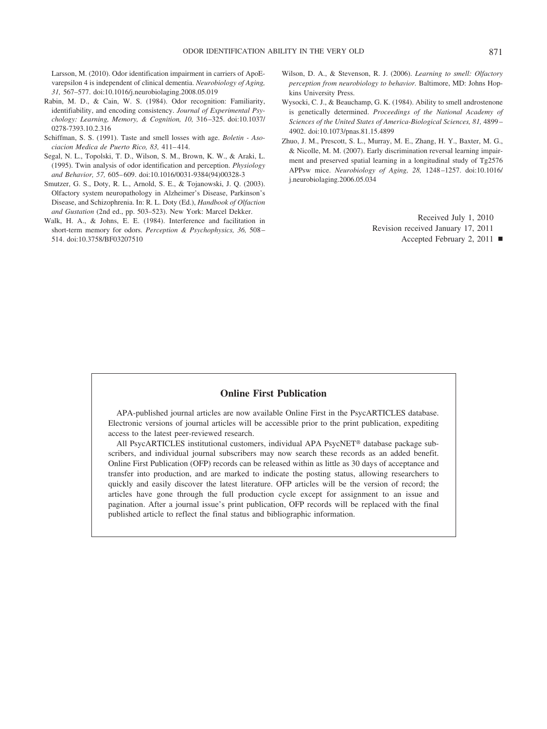Larsson, M. (2010). Odor identification impairment in carriers of ApoE-varepsilon 4 is independent of clinical dementia. *Neurobiology of Aging, 31,* 567–577. doi:10.1016/j.neurobiolaging.2008.05.019

Rabin, M. D., & Cain, W. S. (1984). Odor recognition: Familiarity, identifiability, and encoding consistency. *Journal of Experimental Psychology: Learning, Memory, & Cognition, 10,* 316–325. doi:10.1037/0278-7393.10.2.316

Schiffman, S. S. (1991). Taste and smell losses with age. *Boletin - Asociacion Medica de Puerto Rico, 83,* 411–414.

Segal, N. L., Topolski, T. D., Wilson, S. M., Brown, K. W., & Araki, L. (1995). Twin analysis of odor identification and perception. *Physiology and Behavior, 57,* 605–609. doi:10.1016/0031-9384(94)00328-3

Smutzer, G. S., Doty, R. L., Arnold, S. E., & Tojanowski, J. Q. (2003). Olfactory system neuropathology in Alzheimer's Disease, Parkinson's Disease, and Schizophrenia. In: R. L. Doty (Ed.), *Handbook of Olfaction and Gustation* (2nd ed., pp. 503–523). New York: Marcel Dekker.

Walk, H. A., & Johns, E. E. (1984). Interference and facilitation in short-term memory for odors. *Perception & Psychophysics, 36,* 508–514. doi:10.3758/BF03207510

Wilson, D. A., & Stevenson, R. J. (2006). *Learning to smell: Olfactory perception from neurobiology to behavior.* Baltimore, MD: Johns Hopkins University Press.

Wysocki, C. J., & Beauchamp, G. K. (1984). Ability to smell androstenone is genetically determined. *Proceedings of the National Academy of Sciences of the United States of America-Biological Sciences, 81,* 4899–4902. doi:10.1073/pnas.81.15.4899

Zhuo, J. M., Prescott, S. L., Murray, M. E., Zhang, H. Y., Baxter, M. G., & Nicolle, M. M. (2007). Early discrimination reversal learning impairment and preserved spatial learning in a longitudinal study of Tg2576 APPsw mice. *Neurobiology of Aging, 28,* 1248–1257. doi:10.1016/j.neurobiolaging.2006.05.034

Received July 1, 2010
Revision received January 17, 2011
Accepted February 2, 2011 ■

## Online First Publication

APA-published journal articles are now available Online First in the PsycARTICLES database. Electronic versions of journal articles will be accessible prior to the print publication, expediting access to the latest peer-reviewed research.

All PsycARTICLES institutional customers, individual APA PsycNET® database package subscribers, and individual journal subscribers may now search these records as an added benefit. Online First Publication (OFP) records can be released within as little as 30 days of acceptance and transfer into production, and are marked to indicate the posting status, allowing researchers to quickly and easily discover the latest literature. OFP articles will be the version of record; the articles have gone through the full production cycle except for assignment to an issue and pagination. After a journal issue's print publication, OFP records will be replaced with the final published article to reflect the final status and bibliographic information.